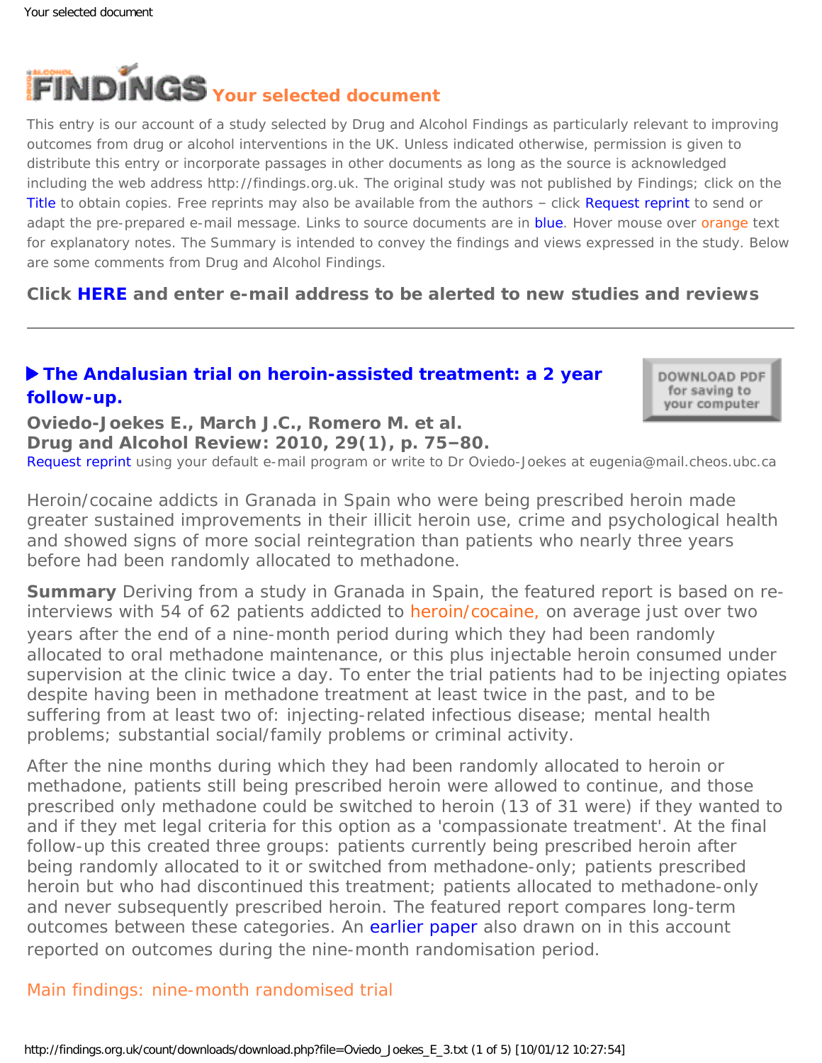# FINDINGS Your selected document

This entry is our account of a study selected by Drug and Alcohol Findings as particularly relevant to improving outcomes from drug or alcohol interventions in the UK. Unless indicated otherwise, permission is given to distribute this entry or incorporate passages in other documents as long as the source is acknowledged including the web address http://findings.org.uk. The original study was not published by Findings; click on the Title to obtain copies. Free reprints may also be available from the authors – click Request reprint to send or adapt the pre-prepared e-mail message. Links to source documents are in blue. Hover mouse over orange text for explanatory notes. The Summary is intended to convey the findings and views expressed in the study. Below are some comments from Drug and Alcohol Findings.

**Click HERE and enter e-mail address to be alerted to new studies and reviews**

---

## ▶ The Andalusian trial on heroin-assisted treatment: a 2 year follow-up.

DOWNLOAD PDF for saving to your computer

**Oviedo-Joekes E., March J.C., Romero M. et al.**
**Drug and Alcohol Review: 2010, 29(1), p. 75–80.**
Request reprint using your default e-mail program or write to Dr Oviedo-Joekes at eugenia@mail.cheos.ubc.ca

Heroin/cocaine addicts in Granada in Spain who were being prescribed heroin made greater sustained improvements in their illicit heroin use, crime and psychological health and showed signs of more social reintegration than patients who nearly three years before had been randomly allocated to methadone.

**Summary** Deriving from a study in Granada in Spain, the featured report is based on re-interviews with 54 of 62 patients addicted to heroin/cocaine, on average just over two years after the end of a nine-month period during which they had been randomly allocated to oral methadone maintenance, or this plus injectable heroin consumed under supervision at the clinic twice a day. To enter the trial patients had to be injecting opiates despite having been in methadone treatment at least twice in the past, and to be suffering from at least two of: injecting-related infectious disease; mental health problems; substantial social/family problems or criminal activity.

After the nine months during which they had been randomly allocated to heroin or methadone, patients still being prescribed heroin were allowed to continue, and those prescribed only methadone could be switched to heroin (13 of 31 were) if they wanted to and if they met legal criteria for this option as a 'compassionate treatment'. At the final follow-up this created three groups: patients currently being prescribed heroin after being randomly allocated to it or switched from methadone-only; patients prescribed heroin but who had discontinued this treatment; patients allocated to methadone-only and never subsequently prescribed heroin. The featured report compares long-term outcomes between these categories. An earlier paper also drawn on in this account reported on outcomes during the nine-month randomisation period.

Main findings: nine-month randomised trial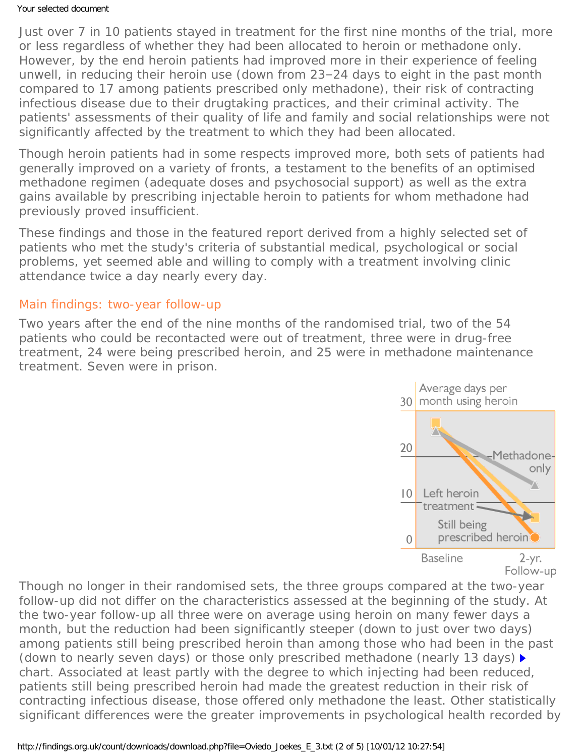Just over 7 in 10 patients stayed in treatment for the first nine months of the trial, more or less regardless of whether they had been allocated to heroin or methadone only. However, by the end heroin patients had improved more in their experience of feeling unwell, in reducing their heroin use (down from 23–24 days to eight in the past month compared to 17 among patients prescribed only methadone), their risk of contracting infectious disease due to their drugtaking practices, and their criminal activity. The patients' assessments of their quality of life and family and social relationships were not significantly affected by the treatment to which they had been allocated.

Though heroin patients had in some respects improved more, both sets of patients had generally improved on a variety of fronts, a testament to the benefits of an optimised methadone regimen (adequate doses and psychosocial support) as well as the extra gains available by prescribing injectable heroin to patients for whom methadone had previously proved insufficient.

These findings and those in the featured report derived from a highly selected set of patients who met the study's criteria of substantial medical, psychological or social problems, yet seemed able and willing to comply with a treatment involving clinic attendance twice a day nearly every day.

## Main findings: two-year follow-up

Two years after the end of the nine months of the randomised trial, two of the 54 patients who could be recontacted were out of treatment, three were in drug-free treatment, 24 were being prescribed heroin, and 25 were in methadone maintenance treatment. Seven were in prison.

Average days per month using heroin

Though no longer in their randomised sets, the three groups compared at the two-year follow-up did not differ on the characteristics assessed at the beginning of the study. At the two-year follow-up all three were on average using heroin on many fewer days a month, but the reduction had been significantly steeper (down to just over two days) among patients still being prescribed heroin than among those who had been in the past (down to nearly seven days) or those only prescribed methadone (nearly 13 days) ▸ chart. Associated at least partly with the degree to which injecting had been reduced, patients still being prescribed heroin had made the greatest reduction in their risk of contracting infectious disease, those offered only methadone the least. Other statistically significant differences were the greater improvements in psychological health recorded by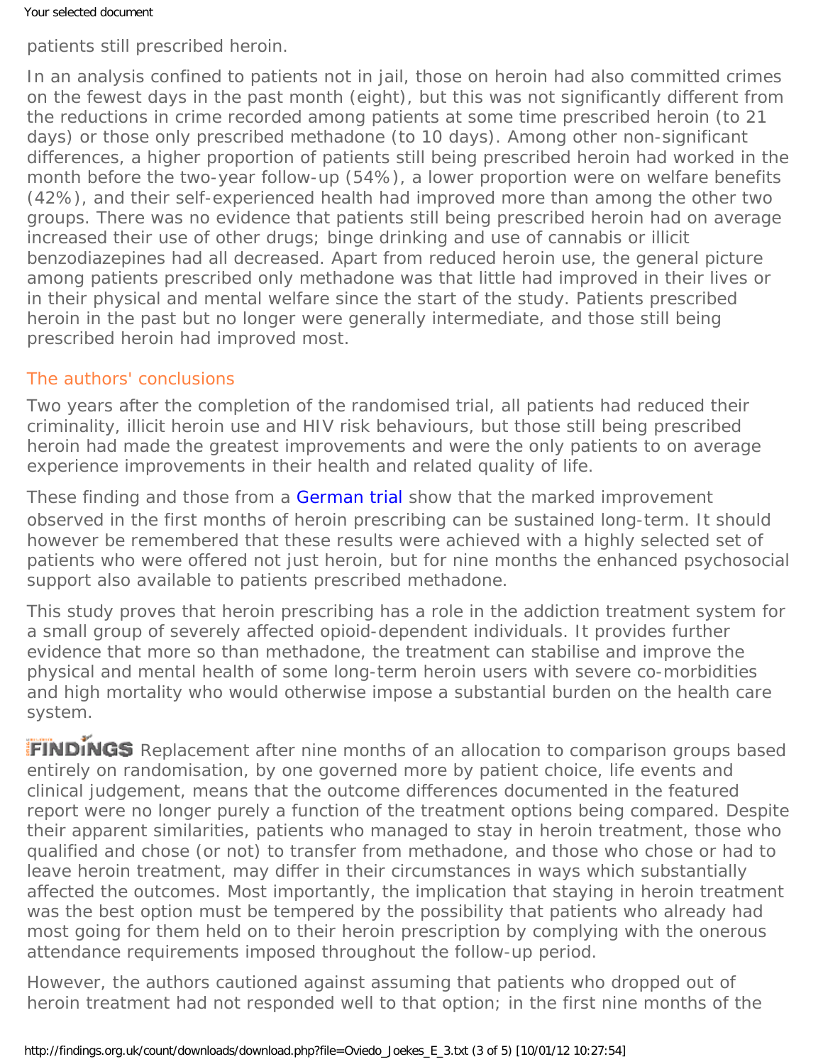patients still prescribed heroin.

In an analysis confined to patients not in jail, those on heroin had also committed crimes on the fewest days in the past month (eight), but this was not significantly different from the reductions in crime recorded among patients at some time prescribed heroin (to 21 days) or those only prescribed methadone (to 10 days). Among other non-significant differences, a higher proportion of patients still being prescribed heroin had worked in the month before the two-year follow-up (54%), a lower proportion were on welfare benefits (42%), and their self-experienced health had improved more than among the other two groups. There was no evidence that patients still being prescribed heroin had on average increased their use of other drugs; binge drinking and use of cannabis or illicit benzodiazepines had all decreased. Apart from reduced heroin use, the general picture among patients prescribed only methadone was that little had improved in their lives or in their physical and mental welfare since the start of the study. Patients prescribed heroin in the past but no longer were generally intermediate, and those still being prescribed heroin had improved most.

## The authors' conclusions

Two years after the completion of the randomised trial, all patients had reduced their criminality, illicit heroin use and HIV risk behaviours, but those still being prescribed heroin had made the greatest improvements and were the only patients to on average experience improvements in their health and related quality of life.

These finding and those from a German trial show that the marked improvement observed in the first months of heroin prescribing can be sustained long-term. It should however be remembered that these results were achieved with a highly selected set of patients who were offered not just heroin, but for nine months the enhanced psychosocial support also available to patients prescribed methadone.

This study proves that heroin prescribing has a role in the addiction treatment system for a small group of severely affected opioid-dependent individuals. It provides further evidence that more so than methadone, the treatment can stabilise and improve the physical and mental health of some long-term heroin users with severe co-morbidities and high mortality who would otherwise impose a substantial burden on the health care system.

**FINDINGS** Replacement after nine months of an allocation to comparison groups based entirely on randomisation, by one governed more by patient choice, life events and clinical judgement, means that the outcome differences documented in the featured report were no longer purely a function of the treatment options being compared. Despite their apparent similarities, patients who managed to stay in heroin treatment, those who qualified and chose (or not) to transfer from methadone, and those who chose or had to leave heroin treatment, may differ in their circumstances in ways which substantially affected the outcomes. Most importantly, the implication that staying in heroin treatment was the best option must be tempered by the possibility that patients who already had most going for them held on to their heroin prescription by complying with the onerous attendance requirements imposed throughout the follow-up period.

However, the authors cautioned against assuming that patients who dropped out of heroin treatment had not responded well to that option; in the first nine months of the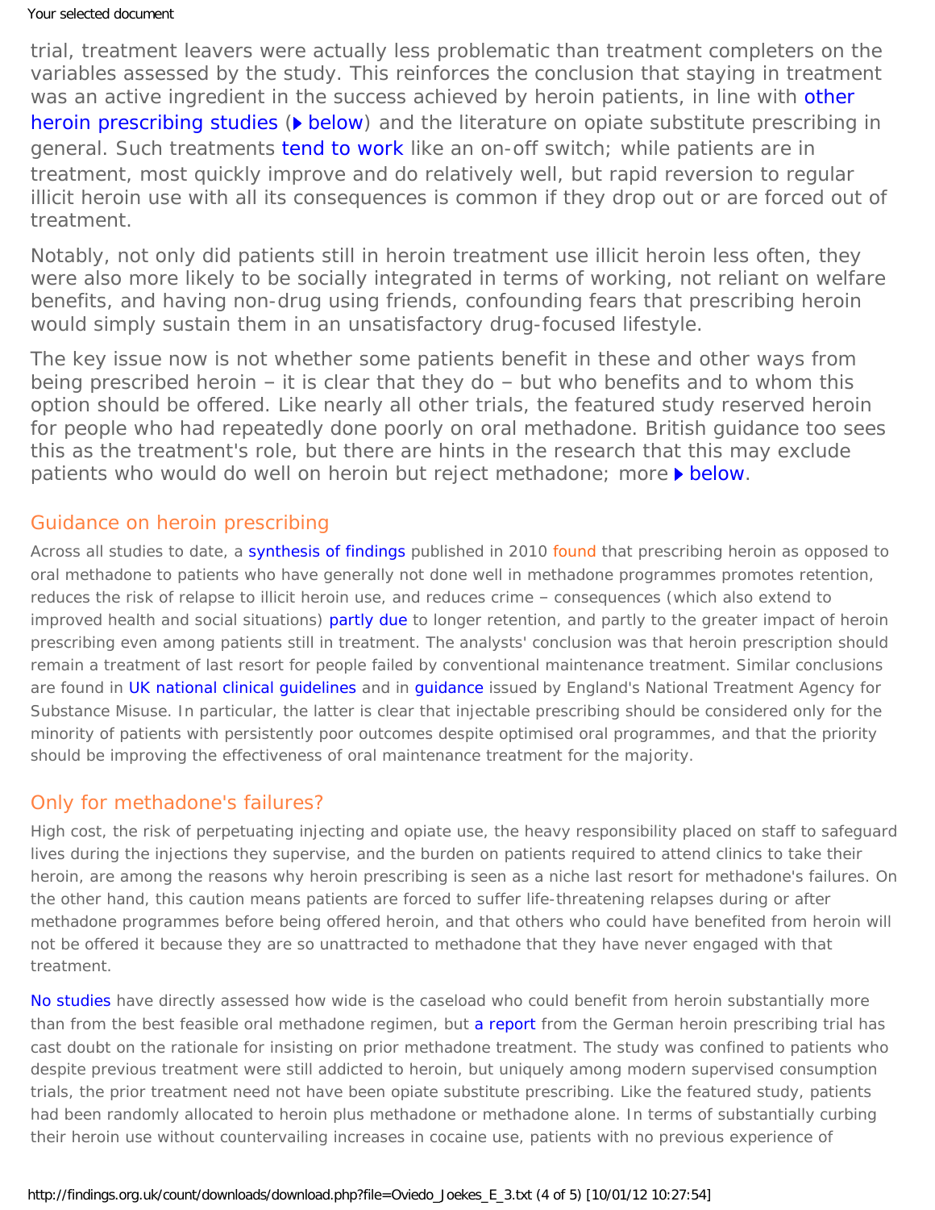trial, treatment leavers were actually less problematic than treatment completers on the variables assessed by the study. This reinforces the conclusion that staying in treatment was an active ingredient in the success achieved by heroin patients, in line with other heroin prescribing studies (▶ below) and the literature on opiate substitute prescribing in general. Such treatments tend to work like an on-off switch; while patients are in treatment, most quickly improve and do relatively well, but rapid reversion to regular illicit heroin use with all its consequences is common if they drop out or are forced out of treatment.

Notably, not only did patients still in heroin treatment use illicit heroin less often, they were also more likely to be socially integrated in terms of working, not reliant on welfare benefits, and having non-drug using friends, confounding fears that prescribing heroin would simply sustain them in an unsatisfactory drug-focused lifestyle.

The key issue now is not whether some patients benefit in these and other ways from being prescribed heroin – it is clear that they do – but who benefits and to whom this option should be offered. Like nearly all other trials, the featured study reserved heroin for people who had repeatedly done poorly on oral methadone. British guidance too sees this as the treatment's role, but there are hints in the research that this may exclude patients who would do well on heroin but reject methadone; more ▶ below.

## Guidance on heroin prescribing

Across all studies to date, a synthesis of findings published in 2010 found that prescribing heroin as opposed to oral methadone to patients who have generally not done well in methadone programmes promotes retention, reduces the risk of relapse to illicit heroin use, and reduces crime – consequences (which also extend to improved health and social situations) partly due to longer retention, and partly to the greater impact of heroin prescribing even among patients still in treatment. The analysts' conclusion was that heroin prescription should remain a treatment of last resort for people failed by conventional maintenance treatment. Similar conclusions are found in UK national clinical guidelines and in guidance issued by England's National Treatment Agency for Substance Misuse. In particular, the latter is clear that injectable prescribing should be considered only for the minority of patients with persistently poor outcomes despite optimised oral programmes, and that the priority should be improving the effectiveness of oral maintenance treatment for the majority.

## Only for methadone's failures?

High cost, the risk of perpetuating injecting and opiate use, the heavy responsibility placed on staff to safeguard lives during the injections they supervise, and the burden on patients required to attend clinics to take their heroin, are among the reasons why heroin prescribing is seen as a niche last resort for methadone's failures. On the other hand, this caution means patients are forced to suffer life-threatening relapses during or after methadone programmes before being offered heroin, and that others who could have benefited from heroin will not be offered it because they are so unattracted to methadone that they have never engaged with that treatment.

No studies have directly assessed how wide is the caseload who could benefit from heroin substantially more than from the best feasible oral methadone regimen, but a report from the German heroin prescribing trial has cast doubt on the rationale for insisting on prior methadone treatment. The study was confined to patients who despite previous treatment were still addicted to heroin, but uniquely among modern supervised consumption trials, the prior treatment need not have been opiate substitute prescribing. Like the featured study, patients had been randomly allocated to heroin plus methadone or methadone alone. In terms of substantially curbing their heroin use without countervailing increases in cocaine use, patients with no previous experience of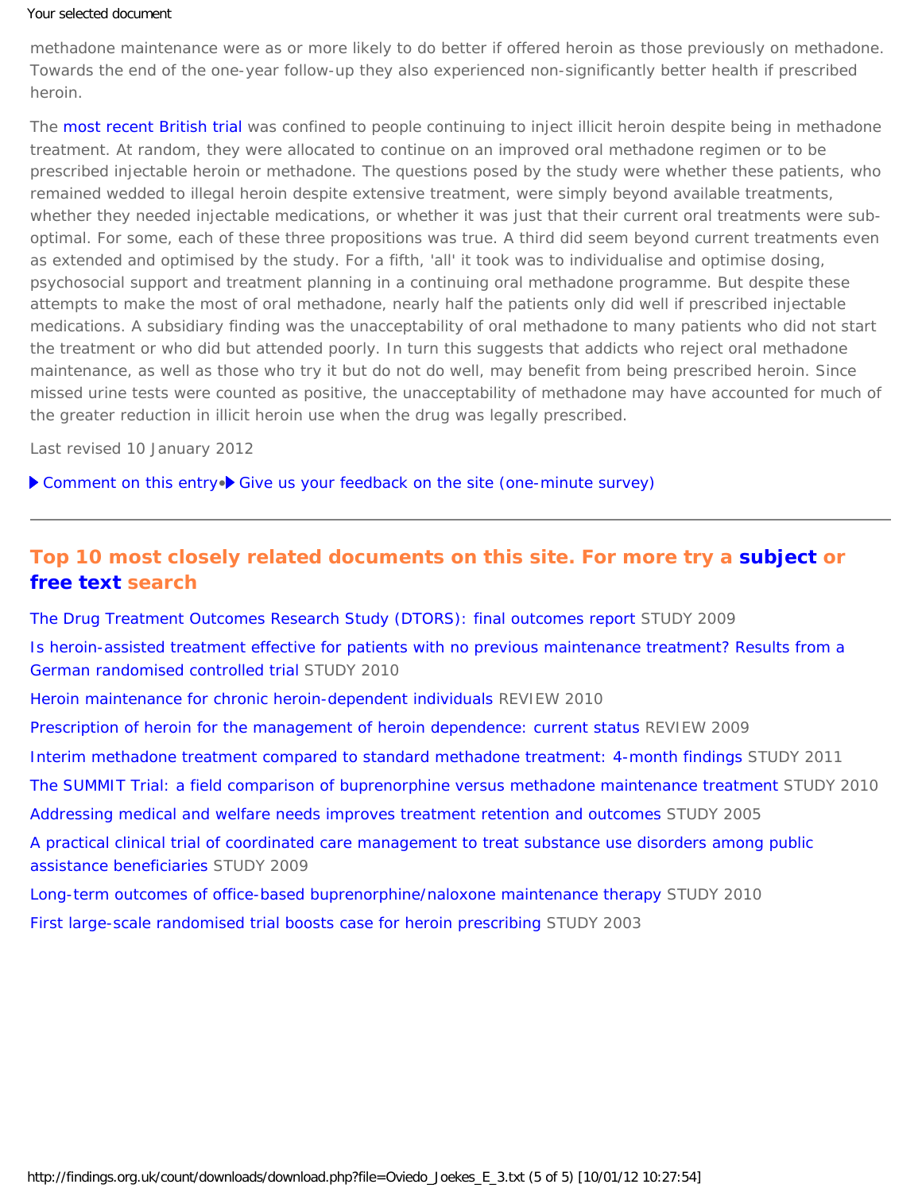methadone maintenance were as or more likely to do better if offered heroin as those previously on methadone. Towards the end of the one-year follow-up they also experienced non-significantly better health if prescribed heroin.

The most recent British trial was confined to people continuing to inject illicit heroin despite being in methadone treatment. At random, they were allocated to continue on an improved oral methadone regimen or to be prescribed injectable heroin or methadone. The questions posed by the study were whether these patients, who remained wedded to illegal heroin despite extensive treatment, were simply beyond available treatments, whether they needed injectable medications, or whether it was just that their current oral treatments were sub-optimal. For some, each of these three propositions was true. A third did seem beyond current treatments even as extended and optimised by the study. For a fifth, 'all' it took was to individualise and optimise dosing, psychosocial support and treatment planning in a continuing oral methadone programme. But despite these attempts to make the most of oral methadone, nearly half the patients only did well if prescribed injectable medications. A subsidiary finding was the unacceptability of oral methadone to many patients who did not start the treatment or who did but attended poorly. In turn this suggests that addicts who reject oral methadone maintenance, as well as those who try it but do not do well, may benefit from being prescribed heroin. Since missed urine tests were counted as positive, the unacceptability of methadone may have accounted for much of the greater reduction in illicit heroin use when the drug was legally prescribed.

Last revised 10 January 2012

▶ Comment on this entry • ▶ Give us your feedback on the site (one-minute survey)

---

## Top 10 most closely related documents on this site. For more try a subject or free text search

The Drug Treatment Outcomes Research Study (DTORS): final outcomes report STUDY 2009

Is heroin-assisted treatment effective for patients with no previous maintenance treatment? Results from a German randomised controlled trial STUDY 2010

Heroin maintenance for chronic heroin-dependent individuals REVIEW 2010

Prescription of heroin for the management of heroin dependence: current status REVIEW 2009

Interim methadone treatment compared to standard methadone treatment: 4-month findings STUDY 2011

The SUMMIT Trial: a field comparison of buprenorphine versus methadone maintenance treatment STUDY 2010

Addressing medical and welfare needs improves treatment retention and outcomes STUDY 2005

A practical clinical trial of coordinated care management to treat substance use disorders among public assistance beneficiaries STUDY 2009

Long-term outcomes of office-based buprenorphine/naloxone maintenance therapy STUDY 2010

First large-scale randomised trial boosts case for heroin prescribing STUDY 2003